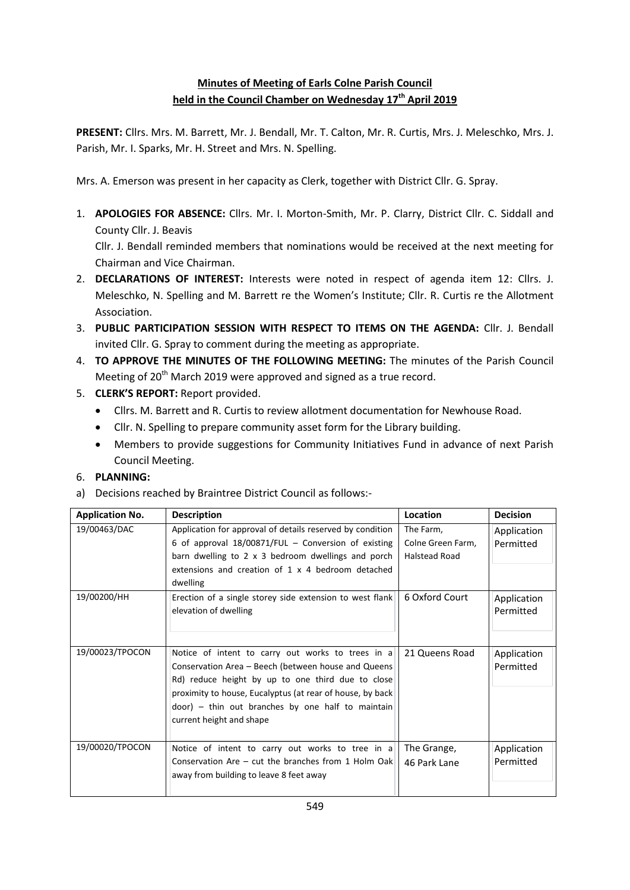# Minutes of Meeting of Earls Colne Parish Council held in the Council Chamber on Wednesday 17th April 2019

**PRESENT:** Cllrs. Mrs. M. Barrett, Mr. J. Bendall, Mr. T. Calton, Mr. R. Curtis, Mrs. J. Meleschko, Mrs. J. Parish, Mr. I. Sparks, Mr. H. Street and Mrs. N. Spelling.

Mrs. A. Emerson was present in her capacity as Clerk, together with District Cllr. G. Spray.

1. **APOLOGIES FOR ABSENCE:** Cllrs. Mr. I. Morton-Smith, Mr. P. Clarry, District Cllr. C. Siddall and County Cllr. J. Beavis
   Cllr. J. Bendall reminded members that nominations would be received at the next meeting for Chairman and Vice Chairman.
2. **DECLARATIONS OF INTEREST:** Interests were noted in respect of agenda item 12: Cllrs. J. Meleschko, N. Spelling and M. Barrett re the Women's Institute; Cllr. R. Curtis re the Allotment Association.
3. **PUBLIC PARTICIPATION SESSION WITH RESPECT TO ITEMS ON THE AGENDA:** Cllr. J. Bendall invited Cllr. G. Spray to comment during the meeting as appropriate.
4. **TO APPROVE THE MINUTES OF THE FOLLOWING MEETING:** The minutes of the Parish Council Meeting of 20th March 2019 were approved and signed as a true record.
5. **CLERK'S REPORT:** Report provided.
   - Cllrs. M. Barrett and R. Curtis to review allotment documentation for Newhouse Road.
   - Cllr. N. Spelling to prepare community asset form for the Library building.
   - Members to provide suggestions for Community Initiatives Fund in advance of next Parish Council Meeting.
6. **PLANNING:**

a) Decisions reached by Braintree District Council as follows:-

| Application No. | Description | Location | Decision |
|---|---|---|---|
| 19/00463/DAC | Application for approval of details reserved by condition 6 of approval 18/00871/FUL – Conversion of existing barn dwelling to 2 x 3 bedroom dwellings and porch extensions and creation of 1 x 4 bedroom detached dwelling | The Farm, Colne Green Farm, Halstead Road | Application Permitted |
| 19/00200/HH | Erection of a single storey side extension to west flank elevation of dwelling | 6 Oxford Court | Application Permitted |
| 19/00023/TPOCON | Notice of intent to carry out works to trees in a Conservation Area – Beech (between house and Queens Rd) reduce height by up to one third due to close proximity to house, Eucalyptus (at rear of house, by back door) – thin out branches by one half to maintain current height and shape | 21 Queens Road | Application Permitted |
| 19/00020/TPOCON | Notice of intent to carry out works to tree in a Conservation Are – cut the branches from 1 Holm Oak away from building to leave 8 feet away | The Grange, 46 Park Lane | Application Permitted |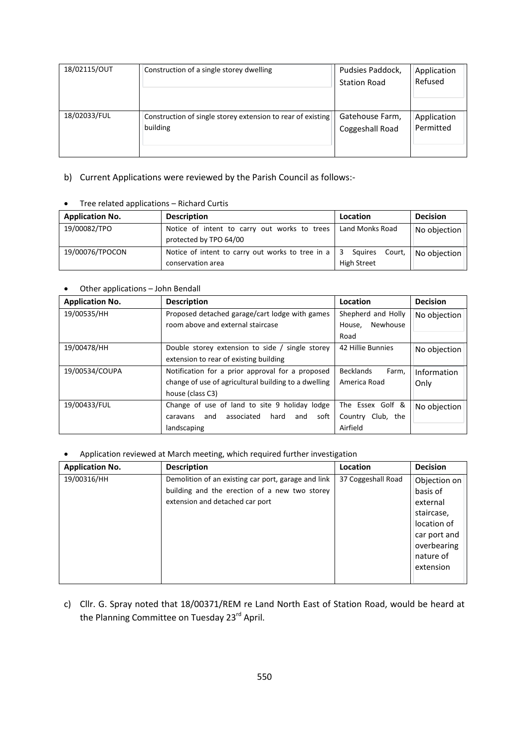| | | | |
|---|---|---|---|
| 18/02115/OUT | Construction of a single storey dwelling | Pudsies Paddock, Station Road | Application Refused |
| 18/02033/FUL | Construction of single storey extension to rear of existing building | Gatehouse Farm, Coggeshall Road | Application Permitted |

b) Current Applications were reviewed by the Parish Council as follows:-

- Tree related applications – Richard Curtis

| Application No. | Description | Location | Decision |
|---|---|---|---|
| 19/00082/TPO | Notice of intent to carry out works to trees protected by TPO 64/00 | Land Monks Road | No objection |
| 19/00076/TPOCON | Notice of intent to carry out works to tree in a conservation area | 3 Squires Court, High Street | No objection |

- Other applications – John Bendall

| Application No. | Description | Location | Decision |
|---|---|---|---|
| 19/00535/HH | Proposed detached garage/cart lodge with games room above and external staircase | Shepherd and Holly House, Newhouse Road | No objection |
| 19/00478/HH | Double storey extension to side / single storey extension to rear of existing building | 42 Hillie Bunnies | No objection |
| 19/00534/COUPA | Notification for a prior approval for a proposed change of use of agricultural building to a dwelling house (class C3) | Becklands Farm, America Road | Information Only |
| 19/00433/FUL | Change of use of land to site 9 holiday lodge caravans and associated hard and soft landscaping | The Essex Golf & Country Club, the Airfield | No objection |

- Application reviewed at March meeting, which required further investigation

| Application No. | Description | Location | Decision |
|---|---|---|---|
| 19/00316/HH | Demolition of an existing car port, garage and link building and the erection of a new two storey extension and detached car port | 37 Coggeshall Road | Objection on basis of external staircase, location of car port and overbearing nature of extension |

c) Cllr. G. Spray noted that 18/00371/REM re Land North East of Station Road, would be heard at the Planning Committee on Tuesday 23rd April.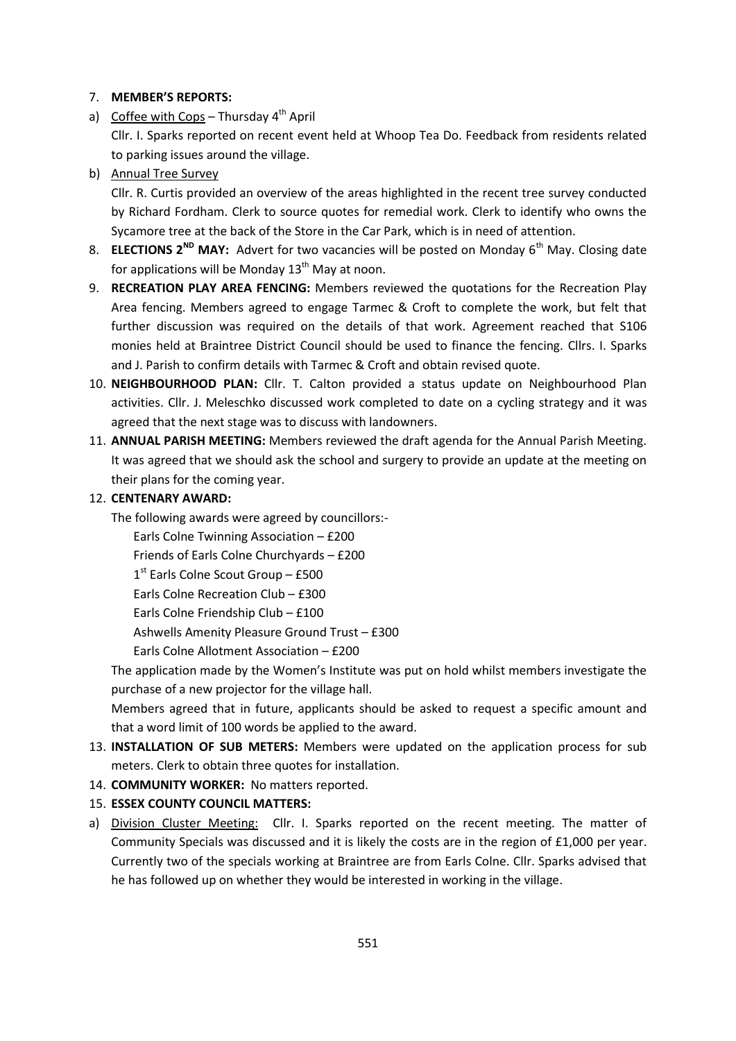7. **MEMBER'S REPORTS:**

a) Coffee with Cops – Thursday 4th April

   Cllr. I. Sparks reported on recent event held at Whoop Tea Do. Feedback from residents related to parking issues around the village.

b) Annual Tree Survey

   Cllr. R. Curtis provided an overview of the areas highlighted in the recent tree survey conducted by Richard Fordham. Clerk to source quotes for remedial work. Clerk to identify who owns the Sycamore tree at the back of the Store in the Car Park, which is in need of attention.

8. **ELECTIONS 2ND MAY:** Advert for two vacancies will be posted on Monday 6th May. Closing date for applications will be Monday 13th May at noon.

9. **RECREATION PLAY AREA FENCING:** Members reviewed the quotations for the Recreation Play Area fencing. Members agreed to engage Tarmec & Croft to complete the work, but felt that further discussion was required on the details of that work. Agreement reached that S106 monies held at Braintree District Council should be used to finance the fencing. Cllrs. I. Sparks and J. Parish to confirm details with Tarmec & Croft and obtain revised quote.

10. **NEIGHBOURHOOD PLAN:** Cllr. T. Calton provided a status update on Neighbourhood Plan activities. Cllr. J. Meleschko discussed work completed to date on a cycling strategy and it was agreed that the next stage was to discuss with landowners.

11. **ANNUAL PARISH MEETING:** Members reviewed the draft agenda for the Annual Parish Meeting. It was agreed that we should ask the school and surgery to provide an update at the meeting on their plans for the coming year.

12. **CENTENARY AWARD:**

    The following awards were agreed by councillors:-

    Earls Colne Twinning Association – £200
    Friends of Earls Colne Churchyards – £200
    1st Earls Colne Scout Group – £500
    Earls Colne Recreation Club – £300
    Earls Colne Friendship Club – £100
    Ashwells Amenity Pleasure Ground Trust – £300
    Earls Colne Allotment Association – £200

    The application made by the Women's Institute was put on hold whilst members investigate the purchase of a new projector for the village hall.

    Members agreed that in future, applicants should be asked to request a specific amount and that a word limit of 100 words be applied to the award.

13. **INSTALLATION OF SUB METERS:** Members were updated on the application process for sub meters. Clerk to obtain three quotes for installation.

14. **COMMUNITY WORKER:** No matters reported.

15. **ESSEX COUNTY COUNCIL MATTERS:**

a) Division Cluster Meeting: Cllr. I. Sparks reported on the recent meeting. The matter of Community Specials was discussed and it is likely the costs are in the region of £1,000 per year. Currently two of the specials working at Braintree are from Earls Colne. Cllr. Sparks advised that he has followed up on whether they would be interested in working in the village.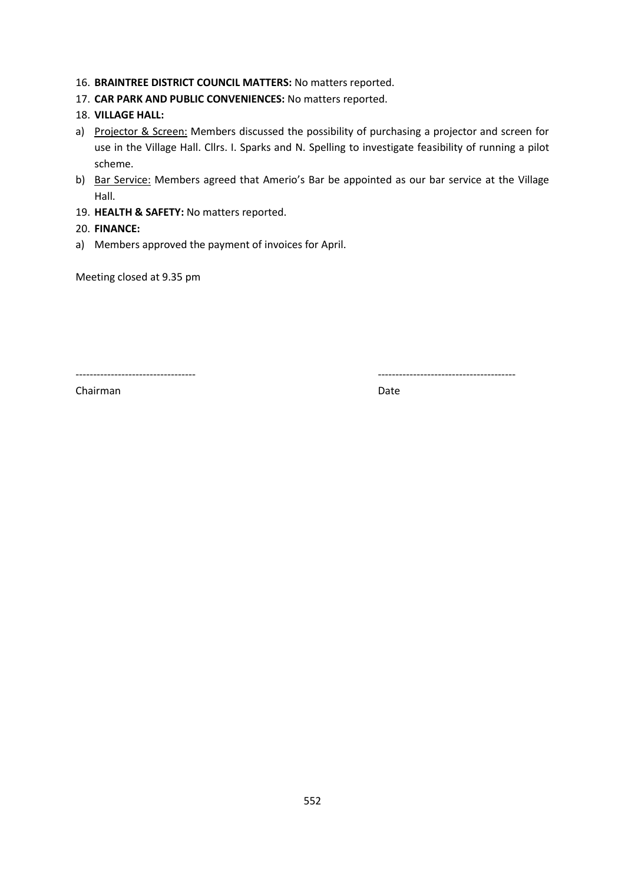16. **BRAINTREE DISTRICT COUNCIL MATTERS:** No matters reported.
17. **CAR PARK AND PUBLIC CONVENIENCES:** No matters reported.
18. **VILLAGE HALL:**

a) Projector & Screen: Members discussed the possibility of purchasing a projector and screen for use in the Village Hall. Cllrs. I. Sparks and N. Spelling to investigate feasibility of running a pilot scheme.

b) Bar Service: Members agreed that Amerio's Bar be appointed as our bar service at the Village Hall.

19. **HEALTH & SAFETY:** No matters reported.
20. **FINANCE:**

a) Members approved the payment of invoices for April.

Meeting closed at 9.35 pm

---------------------------------- ---------------------------------------

Chairman Date